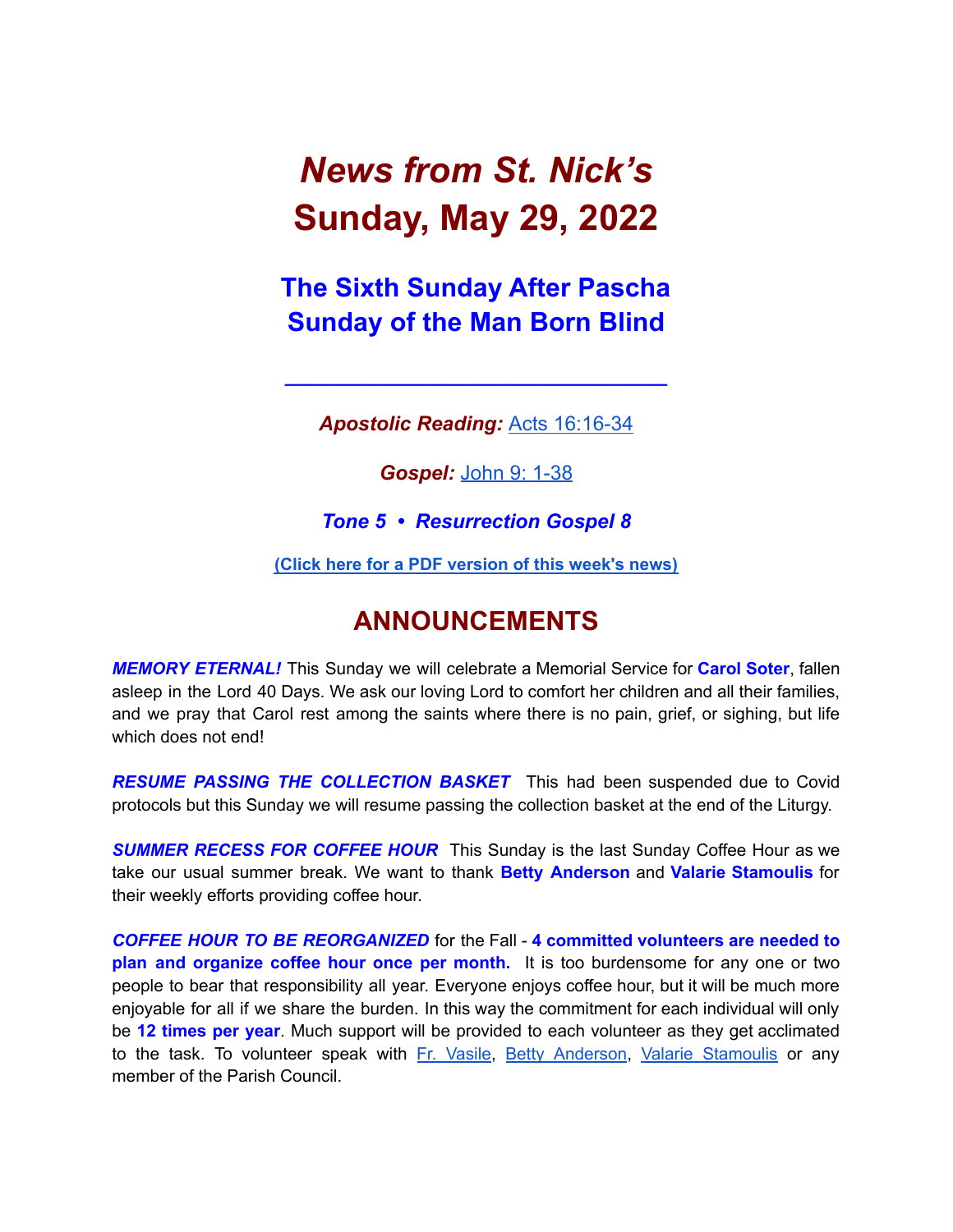# *News from St. Nick's*
# Sunday, May 29, 2022

## The Sixth Sunday After Pascha
## Sunday of the Man Born Blind

---

***Apostolic Reading:*** Acts 16:16-34

***Gospel:*** John 9: 1-38

***Tone 5 • Resurrection Gospel 8***

**(Click here for a PDF version of this week's news)**

## ANNOUNCEMENTS

***MEMORY ETERNAL!*** This Sunday we will celebrate a Memorial Service for **Carol Soter**, fallen asleep in the Lord 40 Days. We ask our loving Lord to comfort her children and all their families, and we pray that Carol rest among the saints where there is no pain, grief, or sighing, but life which does not end!

***RESUME PASSING THE COLLECTION BASKET*** This had been suspended due to Covid protocols but this Sunday we will resume passing the collection basket at the end of the Liturgy.

***SUMMER RECESS FOR COFFEE HOUR*** This Sunday is the last Sunday Coffee Hour as we take our usual summer break. We want to thank **Betty Anderson** and **Valarie Stamoulis** for their weekly efforts providing coffee hour.

***COFFEE HOUR TO BE REORGANIZED*** for the Fall - **4 committed volunteers are needed to plan and organize coffee hour once per month.** It is too burdensome for any one or two people to bear that responsibility all year. Everyone enjoys coffee hour, but it will be much more enjoyable for all if we share the burden. In this way the commitment for each individual will only be **12 times per year**. Much support will be provided to each volunteer as they get acclimated to the task. To volunteer speak with Fr. Vasile, Betty Anderson, Valarie Stamoulis or any member of the Parish Council.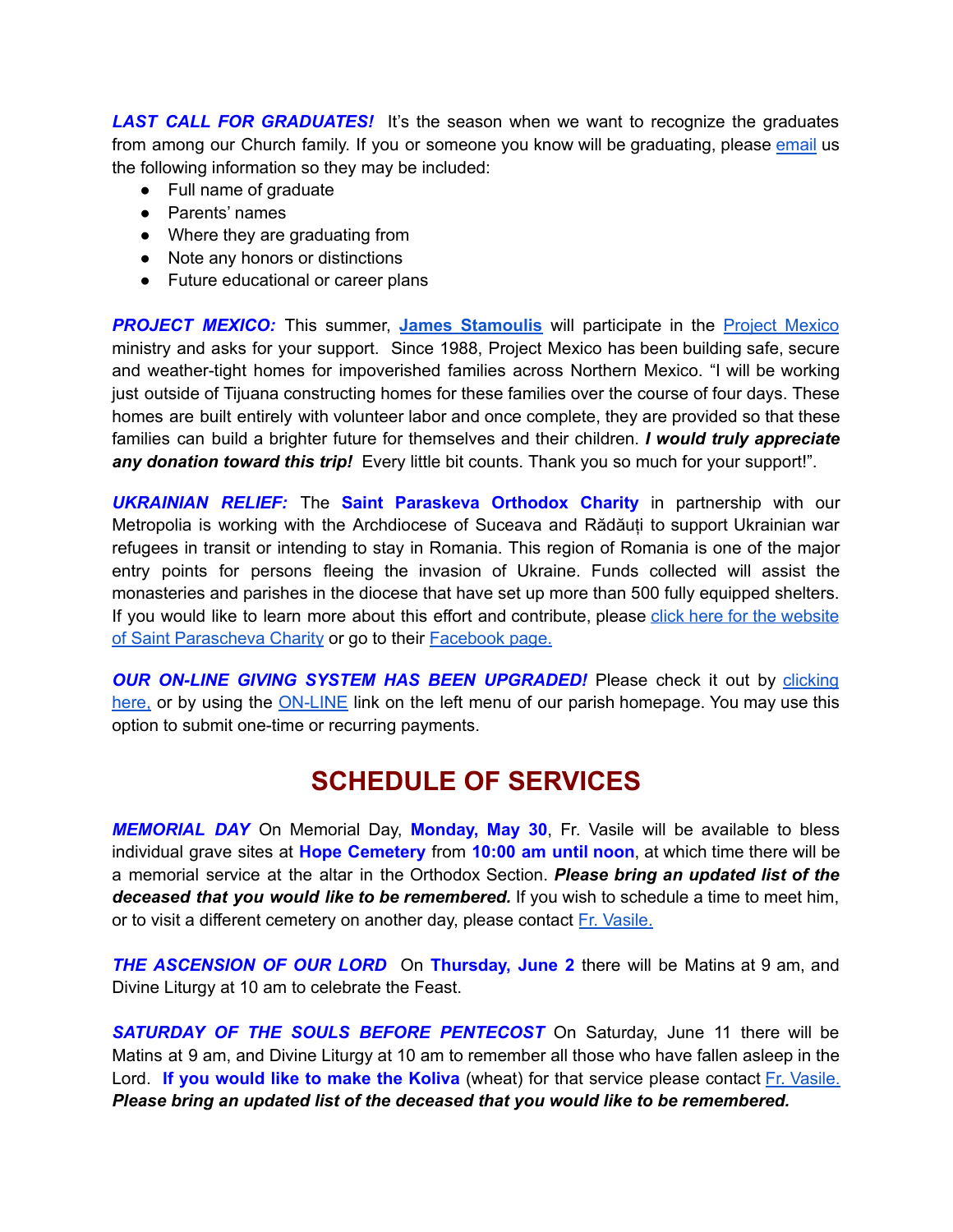***LAST CALL FOR GRADUATES!*** It's the season when we want to recognize the graduates from among our Church family. If you or someone you know will be graduating, please email us the following information so they may be included:

- Full name of graduate
- Parents' names
- Where they are graduating from
- Note any honors or distinctions
- Future educational or career plans

***PROJECT MEXICO:*** This summer, **James Stamoulis** will participate in the Project Mexico ministry and asks for your support. Since 1988, Project Mexico has been building safe, secure and weather-tight homes for impoverished families across Northern Mexico. "I will be working just outside of Tijuana constructing homes for these families over the course of four days. These homes are built entirely with volunteer labor and once complete, they are provided so that these families can build a brighter future for themselves and their children. ***I would truly appreciate any donation toward this trip!*** Every little bit counts. Thank you so much for your support!".

***UKRAINIAN RELIEF:*** The **Saint Paraskeva Orthodox Charity** in partnership with our Metropolia is working with the Archdiocese of Suceava and Rădăuți to support Ukrainian war refugees in transit or intending to stay in Romania. This region of Romania is one of the major entry points for persons fleeing the invasion of Ukraine. Funds collected will assist the monasteries and parishes in the diocese that have set up more than 500 fully equipped shelters. If you would like to learn more about this effort and contribute, please click here for the website of Saint Parascheva Charity or go to their Facebook page.

***OUR ON-LINE GIVING SYSTEM HAS BEEN UPGRADED!*** Please check it out by clicking here, or by using the ON-LINE link on the left menu of our parish homepage. You may use this option to submit one-time or recurring payments.

# SCHEDULE OF SERVICES

***MEMORIAL DAY*** On Memorial Day, **Monday, May 30**, Fr. Vasile will be available to bless individual grave sites at **Hope Cemetery** from **10:00 am until noon**, at which time there will be a memorial service at the altar in the Orthodox Section. ***Please bring an updated list of the deceased that you would like to be remembered.*** If you wish to schedule a time to meet him, or to visit a different cemetery on another day, please contact Fr. Vasile.

***THE ASCENSION OF OUR LORD*** On **Thursday, June 2** there will be Matins at 9 am, and Divine Liturgy at 10 am to celebrate the Feast.

***SATURDAY OF THE SOULS BEFORE PENTECOST*** On Saturday, June 11 there will be Matins at 9 am, and Divine Liturgy at 10 am to remember all those who have fallen asleep in the Lord. **If you would like to make the Koliva** (wheat) for that service please contact Fr. Vasile. ***Please bring an updated list of the deceased that you would like to be remembered.***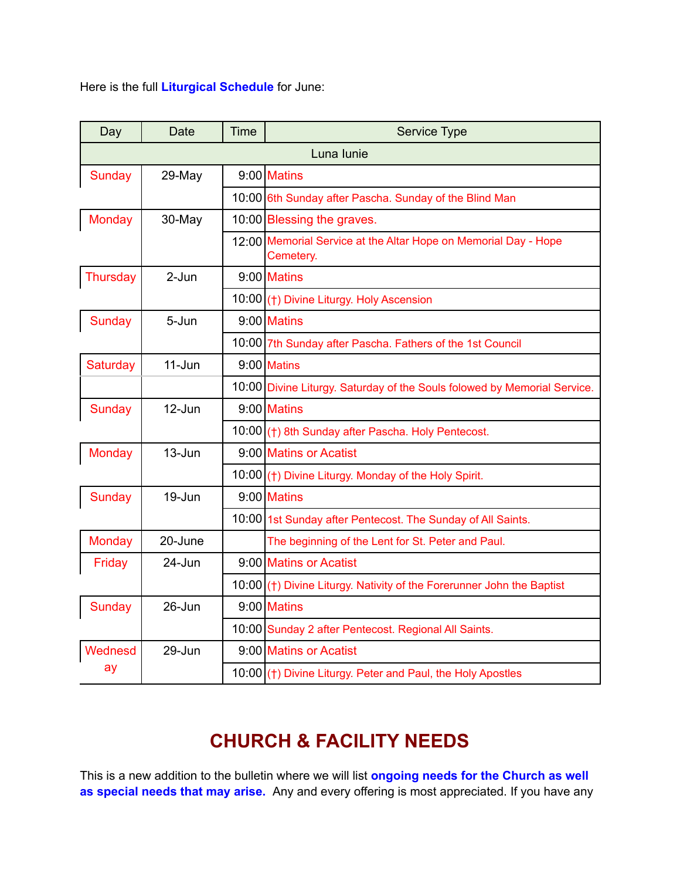Here is the full **Liturgical Schedule** for June:

| Day | Date | Time | Service Type |
|---|---|---|---|
| Luna Iunie | | | |
| Sunday | 29-May | 9:00 | Matins |
| | | 10:00 | 6th Sunday after Pascha. Sunday of the Blind Man |
| Monday | 30-May | 10:00 | Blessing the graves. |
| | | 12:00 | Memorial Service at the Altar Hope on Memorial Day - Hope Cemetery. |
| Thursday | 2-Jun | 9:00 | Matins |
| | | 10:00 | (†) Divine Liturgy. Holy Ascension |
| Sunday | 5-Jun | 9:00 | Matins |
| | | 10:00 | 7th Sunday after Pascha. Fathers of the 1st Council |
| Saturday | 11-Jun | 9:00 | Matins |
| | | 10:00 | Divine Liturgy. Saturday of the Souls folowed by Memorial Service. |
| Sunday | 12-Jun | 9:00 | Matins |
| | | 10:00 | (†) 8th Sunday after Pascha. Holy Pentecost. |
| Monday | 13-Jun | 9:00 | Matins or Acatist |
| | | 10:00 | (†) Divine Liturgy. Monday of the Holy Spirit. |
| Sunday | 19-Jun | 9:00 | Matins |
| | | 10:00 | 1st Sunday after Pentecost. The Sunday of All Saints. |
| Monday | 20-June | | The beginning of the Lent for St. Peter and Paul. |
| Friday | 24-Jun | 9:00 | Matins or Acatist |
| | | 10:00 | (†) Divine Liturgy. Nativity of the Forerunner John the Baptist |
| Sunday | 26-Jun | 9:00 | Matins |
| | | 10:00 | Sunday 2 after Pentecost. Regional All Saints. |
| Wednesday | 29-Jun | 9:00 | Matins or Acatist |
| | | 10:00 | (†) Divine Liturgy. Peter and Paul, the Holy Apostles |

## CHURCH & FACILITY NEEDS

This is a new addition to the bulletin where we will list **ongoing needs for the Church as well as special needs that may arise.** Any and every offering is most appreciated. If you have any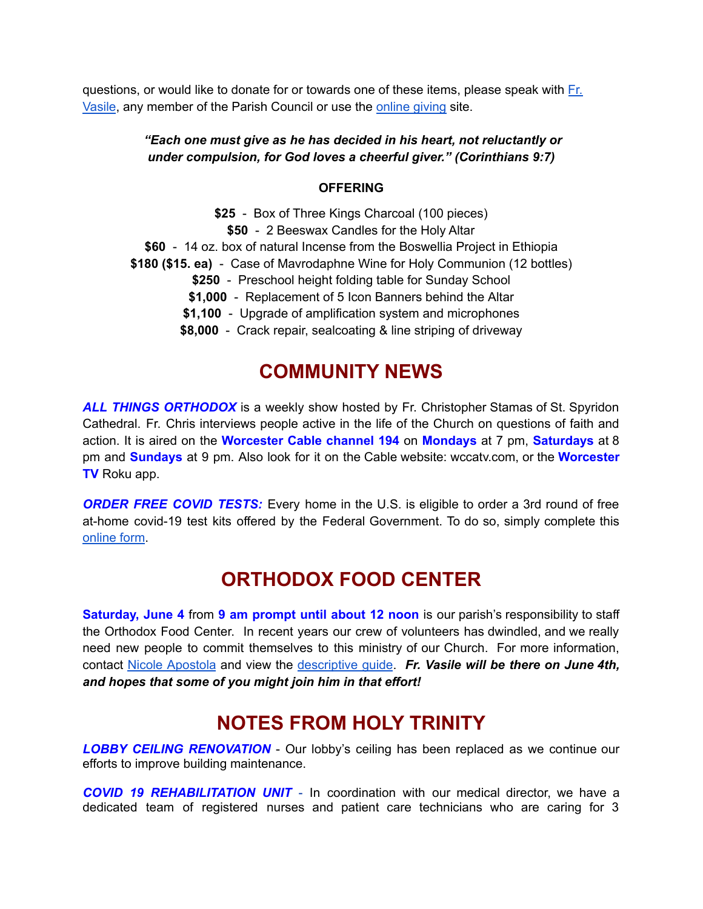questions, or would like to donate for or towards one of these items, please speak with Fr. Vasile, any member of the Parish Council or use the online giving site.

***"Each one must give as he has decided in his heart, not reluctantly or under compulsion, for God loves a cheerful giver." (Corinthians 9:7)***

**OFFERING**

**$25** - Box of Three Kings Charcoal (100 pieces)
**$50** - 2 Beeswax Candles for the Holy Altar
**$60** - 14 oz. box of natural Incense from the Boswellia Project in Ethiopia
**$180 ($15. ea)** - Case of Mavrodaphne Wine for Holy Communion (12 bottles)
**$250** - Preschool height folding table for Sunday School
**$1,000** - Replacement of 5 Icon Banners behind the Altar
**$1,100** - Upgrade of amplification system and microphones
**$8,000** - Crack repair, sealcoating & line striping of driveway

# COMMUNITY NEWS

***ALL THINGS ORTHODOX*** is a weekly show hosted by Fr. Christopher Stamas of St. Spyridon Cathedral. Fr. Chris interviews people active in the life of the Church on questions of faith and action. It is aired on the **Worcester Cable channel 194** on **Mondays** at 7 pm, **Saturdays** at 8 pm and **Sundays** at 9 pm. Also look for it on the Cable website: wccatv.com, or the **Worcester TV** Roku app.

***ORDER FREE COVID TESTS:*** Every home in the U.S. is eligible to order a 3rd round of free at-home covid-19 test kits offered by the Federal Government. To do so, simply complete this online form.

# ORTHODOX FOOD CENTER

**Saturday, June 4** from **9 am prompt until about 12 noon** is our parish's responsibility to staff the Orthodox Food Center. In recent years our crew of volunteers has dwindled, and we really need new people to commit themselves to this ministry of our Church. For more information, contact Nicole Apostola and view the descriptive guide. ***Fr. Vasile will be there on June 4th, and hopes that some of you might join him in that effort!***

# NOTES FROM HOLY TRINITY

***LOBBY CEILING RENOVATION*** - Our lobby's ceiling has been replaced as we continue our efforts to improve building maintenance.

***COVID 19 REHABILITATION UNIT*** - In coordination with our medical director, we have a dedicated team of registered nurses and patient care technicians who are caring for 3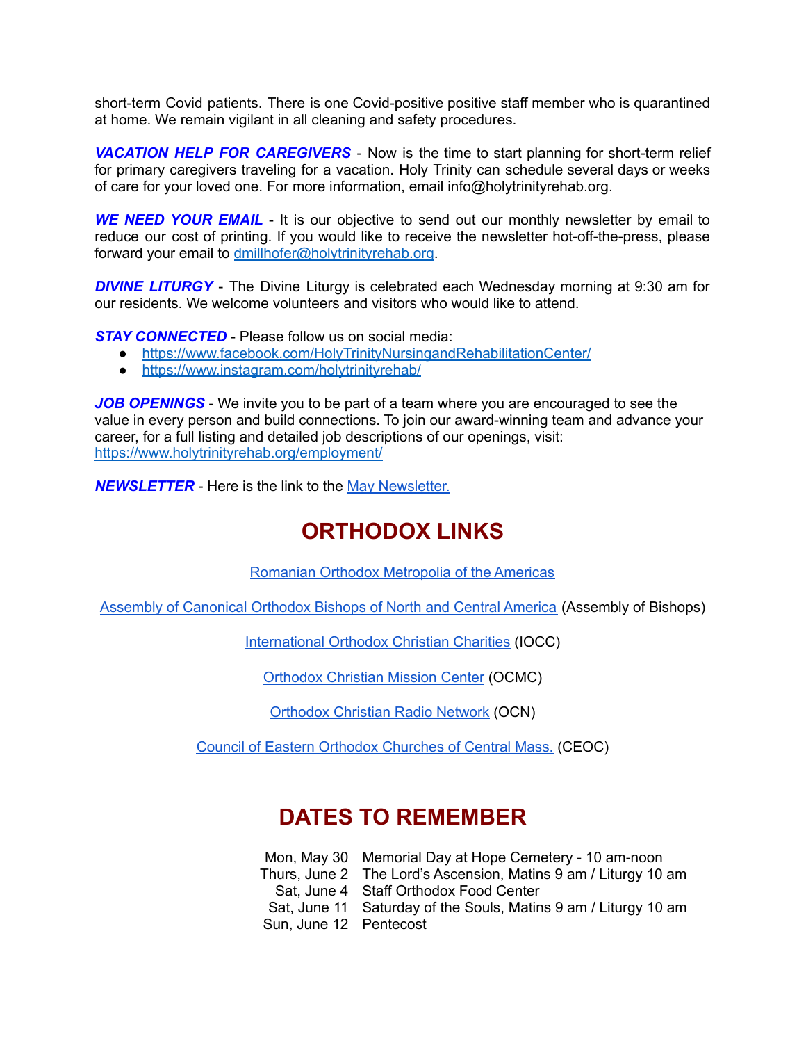short-term Covid patients. There is one Covid-positive positive staff member who is quarantined at home. We remain vigilant in all cleaning and safety procedures.

***VACATION HELP FOR CAREGIVERS*** - Now is the time to start planning for short-term relief for primary caregivers traveling for a vacation. Holy Trinity can schedule several days or weeks of care for your loved one. For more information, email info@holytrinityrehab.org.

***WE NEED YOUR EMAIL*** - It is our objective to send out our monthly newsletter by email to reduce our cost of printing. If you would like to receive the newsletter hot-off-the-press, please forward your email to dmillhofer@holytrinityrehab.org.

***DIVINE LITURGY*** - The Divine Liturgy is celebrated each Wednesday morning at 9:30 am for our residents. We welcome volunteers and visitors who would like to attend.

***STAY CONNECTED*** - Please follow us on social media:

- https://www.facebook.com/HolyTrinityNursingandRehabilitationCenter/
- https://www.instagram.com/holytrinityrehab/

***JOB OPENINGS*** - We invite you to be part of a team where you are encouraged to see the value in every person and build connections. To join our award-winning team and advance your career, for a full listing and detailed job descriptions of our openings, visit: https://www.holytrinityrehab.org/employment/

***NEWSLETTER*** - Here is the link to the May Newsletter.

## ORTHODOX LINKS

Romanian Orthodox Metropolia of the Americas

Assembly of Canonical Orthodox Bishops of North and Central America (Assembly of Bishops)

International Orthodox Christian Charities (IOCC)

Orthodox Christian Mission Center (OCMC)

Orthodox Christian Radio Network (OCN)

Council of Eastern Orthodox Churches of Central Mass. (CEOC)

## DATES TO REMEMBER

| | |
|---|---|
| Mon, May 30 | Memorial Day at Hope Cemetery - 10 am-noon |
| Thurs, June 2 | The Lord's Ascension, Matins 9 am / Liturgy 10 am |
| Sat, June 4 | Staff Orthodox Food Center |
| Sat, June 11 | Saturday of the Souls, Matins 9 am / Liturgy 10 am |
| Sun, June 12 | Pentecost |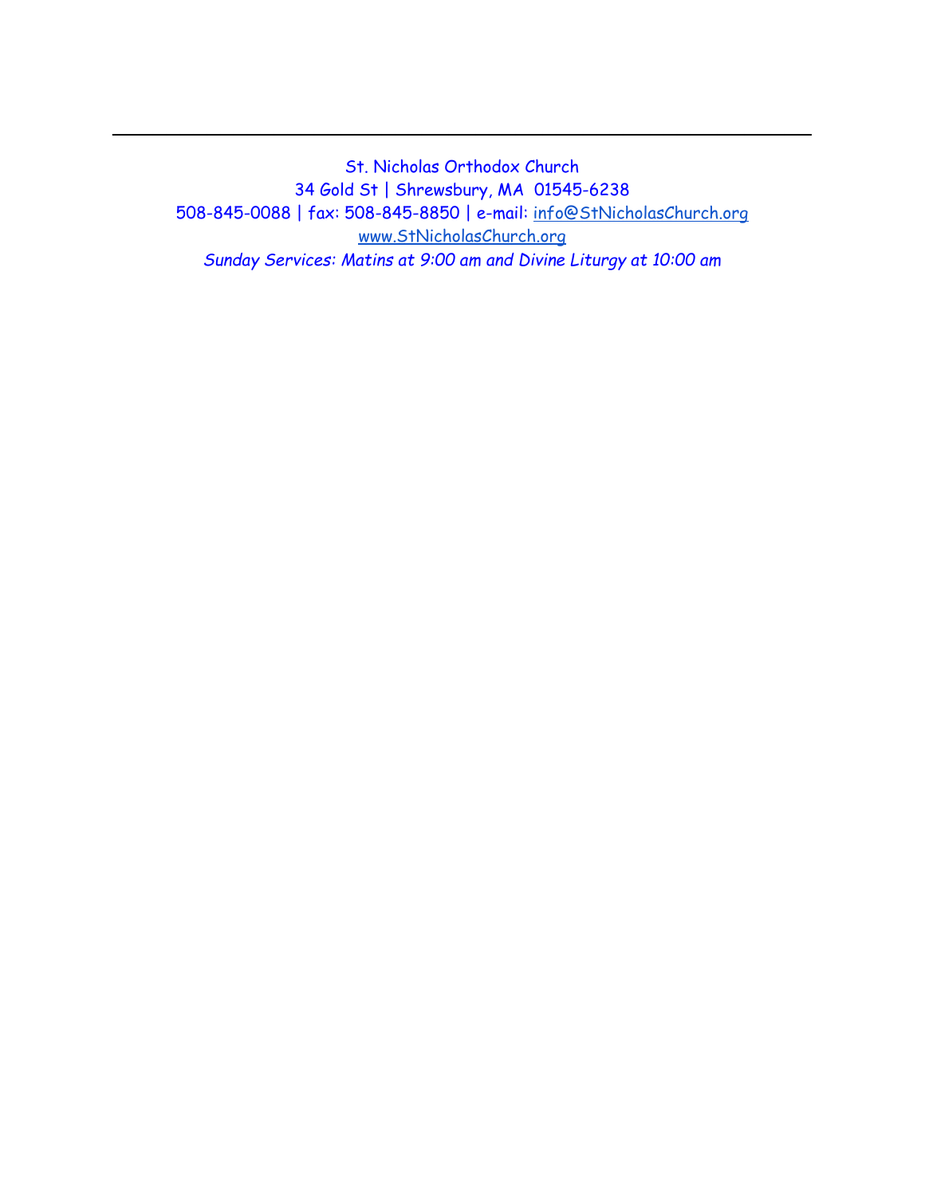---

St. Nicholas Orthodox Church
34 Gold St | Shrewsbury, MA  01545-6238
508-845-0088 | fax: 508-845-8850 | e-mail: info@StNicholasChurch.org
www.StNicholasChurch.org
*Sunday Services: Matins at 9:00 am and Divine Liturgy at 10:00 am*